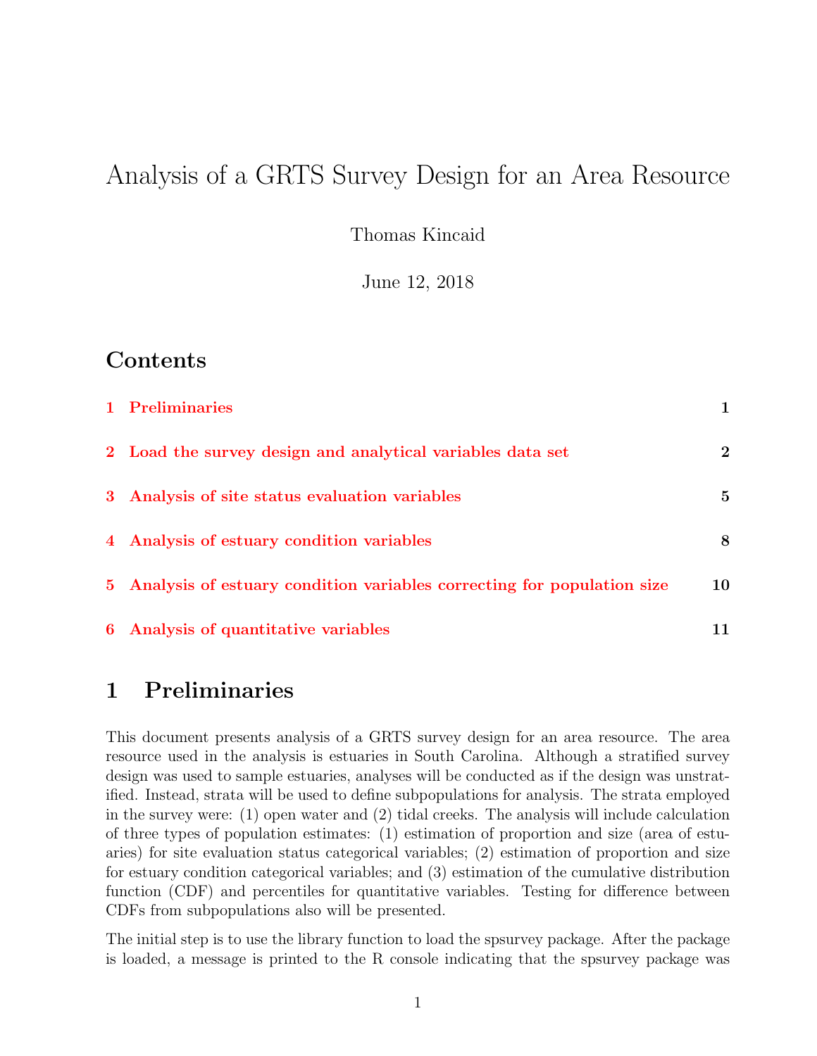# Analysis of a GRTS Survey Design for an Area Resource

Thomas Kincaid

June 12, 2018

## Contents

1 Preliminaries 1

2 Load the survey design and analytical variables data set 2

3 Analysis of site status evaluation variables 5

4 Analysis of estuary condition variables 8

5 Analysis of estuary condition variables correcting for population size 10

6 Analysis of quantitative variables 11

## 1 Preliminaries

This document presents analysis of a GRTS survey design for an area resource. The area resource used in the analysis is estuaries in South Carolina. Although a stratified survey design was used to sample estuaries, analyses will be conducted as if the design was unstratified. Instead, strata will be used to define subpopulations for analysis. The strata employed in the survey were: (1) open water and (2) tidal creeks. The analysis will include calculation of three types of population estimates: (1) estimation of proportion and size (area of estuaries) for site evaluation status categorical variables; (2) estimation of proportion and size for estuary condition categorical variables; and (3) estimation of the cumulative distribution function (CDF) and percentiles for quantitative variables. Testing for difference between CDFs from subpopulations also will be presented.

The initial step is to use the library function to load the spsurvey package. After the package is loaded, a message is printed to the R console indicating that the spsurvey package was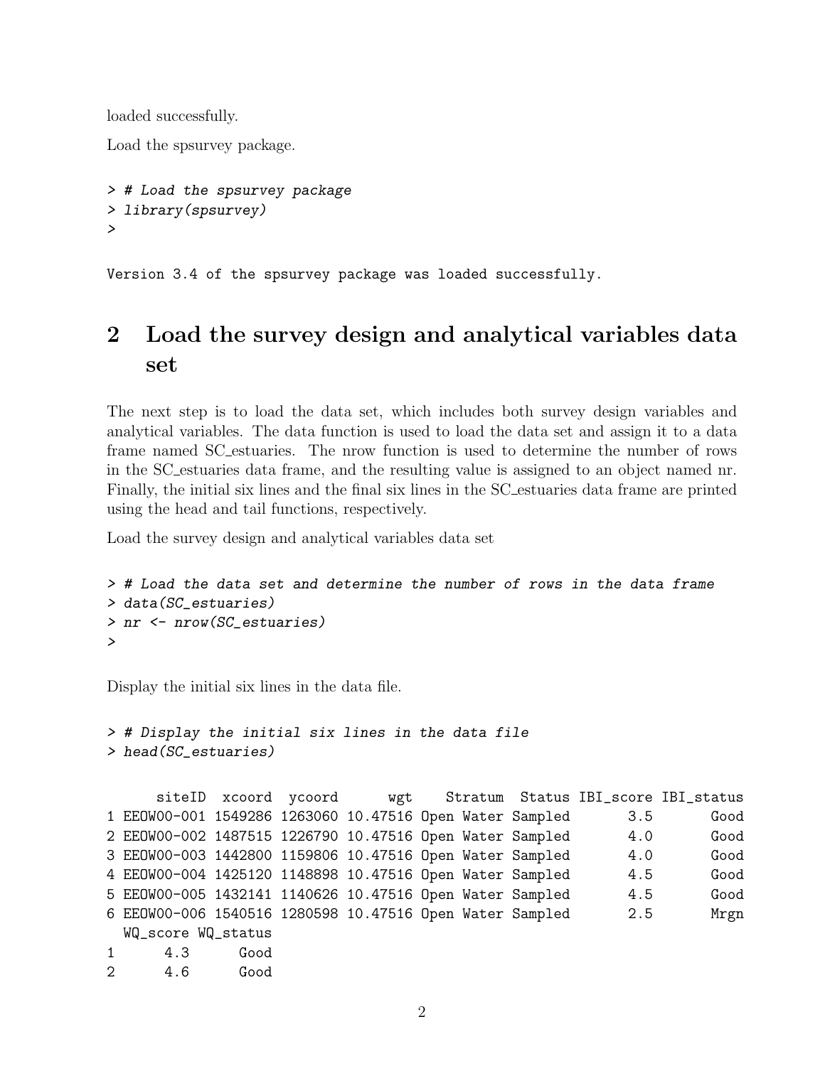loaded successfully.

Load the spsurvey package.

```
> # Load the spsurvey package
> library(spsurvey)
>
```

```
Version 3.4 of the spsurvey package was loaded successfully.
```

## 2 Load the survey design and analytical variables data set

The next step is to load the data set, which includes both survey design variables and analytical variables. The data function is used to load the data set and assign it to a data frame named SC_estuaries. The nrow function is used to determine the number of rows in the SC_estuaries data frame, and the resulting value is assigned to an object named nr. Finally, the initial six lines and the final six lines in the SC_estuaries data frame are printed using the head and tail functions, respectively.

Load the survey design and analytical variables data set

```
> # Load the data set and determine the number of rows in the data frame
> data(SC_estuaries)
> nr <- nrow(SC_estuaries)
>
```

Display the initial six lines in the data file.

```
> # Display the initial six lines in the data file
> head(SC_estuaries)
```

```
     siteID  xcoord  ycoord      wgt    Stratum  Status IBI_score IBI_status
1 EEOW00-001 1549286 1263060 10.47516 Open Water Sampled       3.5       Good
2 EEOW00-002 1487515 1226790 10.47516 Open Water Sampled       4.0       Good
3 EEOW00-003 1442800 1159806 10.47516 Open Water Sampled       4.0       Good
4 EEOW00-004 1425120 1148898 10.47516 Open Water Sampled       4.5       Good
5 EEOW00-005 1432141 1140626 10.47516 Open Water Sampled       4.5       Good
6 EEOW00-006 1540516 1280598 10.47516 Open Water Sampled       2.5       Mrgn
  WQ_score WQ_status
1      4.3      Good
2      4.6      Good
```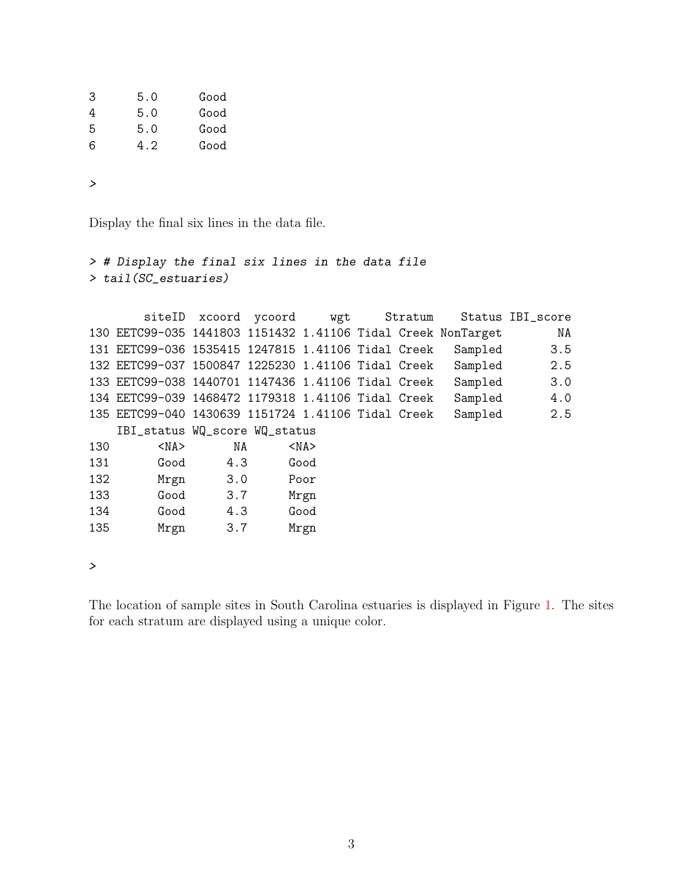```
3       5.0       Good
4       5.0       Good
5       5.0       Good
6       4.2       Good

>
```

Display the final six lines in the data file.

```
> # Display the final six lines in the data file
> tail(SC_estuaries)

       siteID  xcoord  ycoord     wgt     Stratum    Status IBI_score
130 EETC99-035 1441803 1151432 1.41106 Tidal Creek NonTarget        NA
131 EETC99-036 1535415 1247815 1.41106 Tidal Creek   Sampled       3.5
132 EETC99-037 1500847 1225230 1.41106 Tidal Creek   Sampled       2.5
133 EETC99-038 1440701 1147436 1.41106 Tidal Creek   Sampled       3.0
134 EETC99-039 1468472 1179318 1.41106 Tidal Creek   Sampled       4.0
135 EETC99-040 1430639 1151724 1.41106 Tidal Creek   Sampled       2.5
    IBI_status WQ_score WQ_status
130       <NA>       NA      <NA>
131       Good      4.3      Good
132       Mrgn      3.0      Poor
133       Good      3.7      Mrgn
134       Good      4.3      Good
135       Mrgn      3.7      Mrgn

>
```

The location of sample sites in South Carolina estuaries is displayed in Figure 1. The sites for each stratum are displayed using a unique color.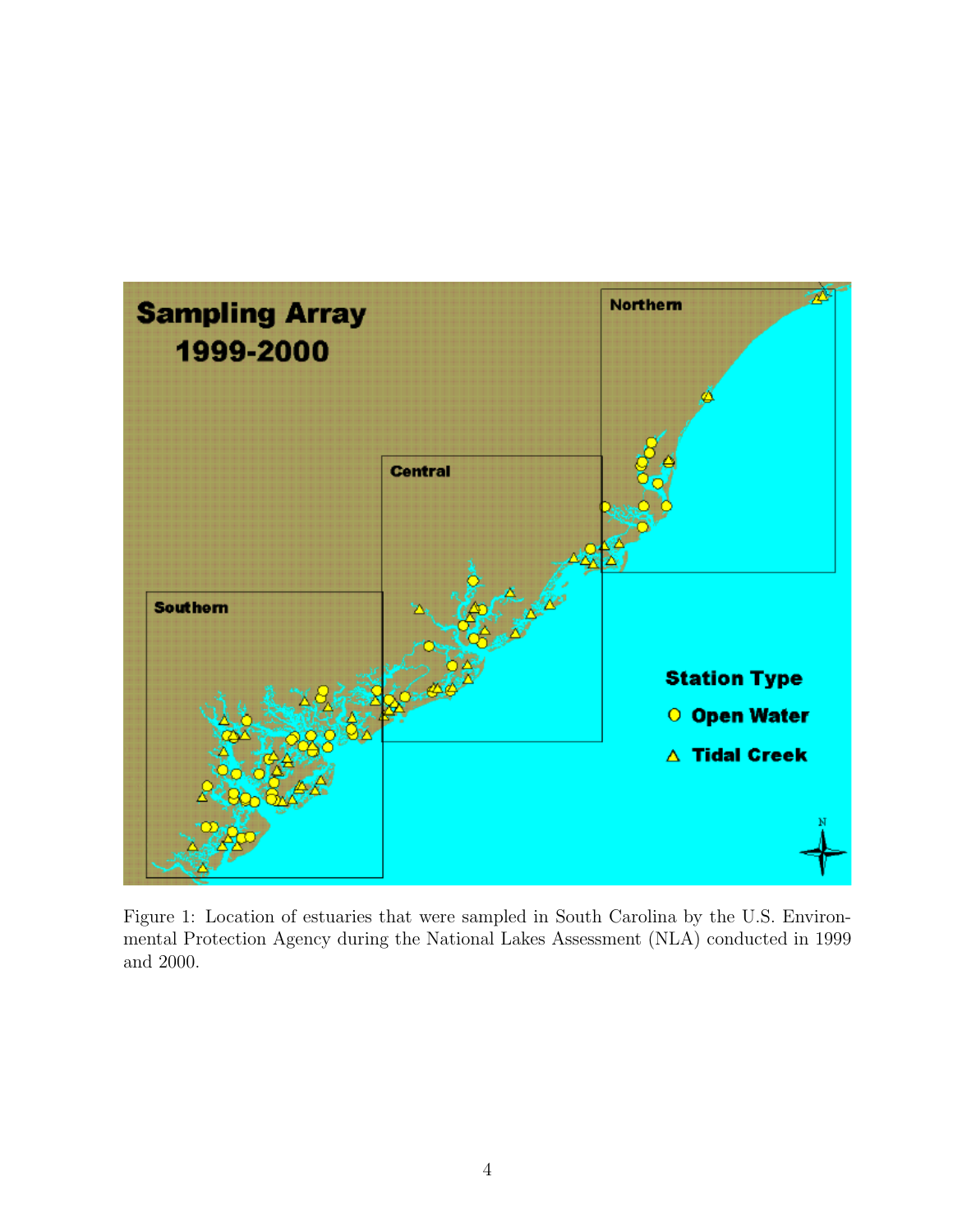Figure 1: Location of estuaries that were sampled in South Carolina by the U.S. Environmental Protection Agency during the National Lakes Assessment (NLA) conducted in 1999 and 2000.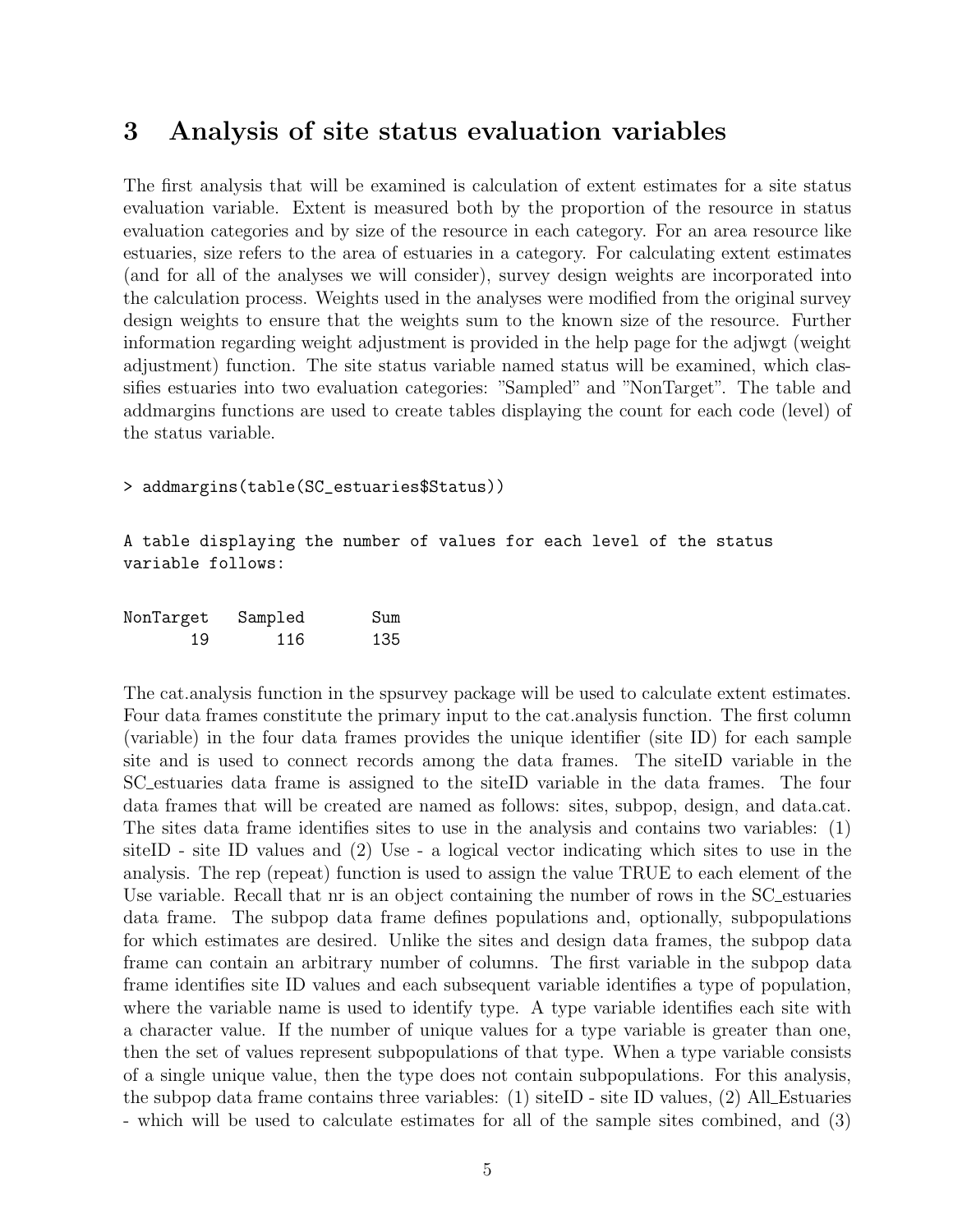## 3 Analysis of site status evaluation variables

The first analysis that will be examined is calculation of extent estimates for a site status evaluation variable. Extent is measured both by the proportion of the resource in status evaluation categories and by size of the resource in each category. For an area resource like estuaries, size refers to the area of estuaries in a category. For calculating extent estimates (and for all of the analyses we will consider), survey design weights are incorporated into the calculation process. Weights used in the analyses were modified from the original survey design weights to ensure that the weights sum to the known size of the resource. Further information regarding weight adjustment is provided in the help page for the adjwgt (weight adjustment) function. The site status variable named status will be examined, which classifies estuaries into two evaluation categories: "Sampled" and "NonTarget". The table and addmargins functions are used to create tables displaying the count for each code (level) of the status variable.

```
> addmargins(table(SC_estuaries$Status))
```

```
A table displaying the number of values for each level of the status
variable follows:

NonTarget   Sampled       Sum
       19       116       135
```

The cat.analysis function in the spsurvey package will be used to calculate extent estimates. Four data frames constitute the primary input to the cat.analysis function. The first column (variable) in the four data frames provides the unique identifier (site ID) for each sample site and is used to connect records among the data frames. The siteID variable in the SC_estuaries data frame is assigned to the siteID variable in the data frames. The four data frames that will be created are named as follows: sites, subpop, design, and data.cat. The sites data frame identifies sites to use in the analysis and contains two variables: (1) siteID - site ID values and (2) Use - a logical vector indicating which sites to use in the analysis. The rep (repeat) function is used to assign the value TRUE to each element of the Use variable. Recall that nr is an object containing the number of rows in the SC_estuaries data frame. The subpop data frame defines populations and, optionally, subpopulations for which estimates are desired. Unlike the sites and design data frames, the subpop data frame can contain an arbitrary number of columns. The first variable in the subpop data frame identifies site ID values and each subsequent variable identifies a type of population, where the variable name is used to identify type. A type variable identifies each site with a character value. If the number of unique values for a type variable is greater than one, then the set of values represent subpopulations of that type. When a type variable consists of a single unique value, then the type does not contain subpopulations. For this analysis, the subpop data frame contains three variables: (1) siteID - site ID values, (2) All_Estuaries - which will be used to calculate estimates for all of the sample sites combined, and (3)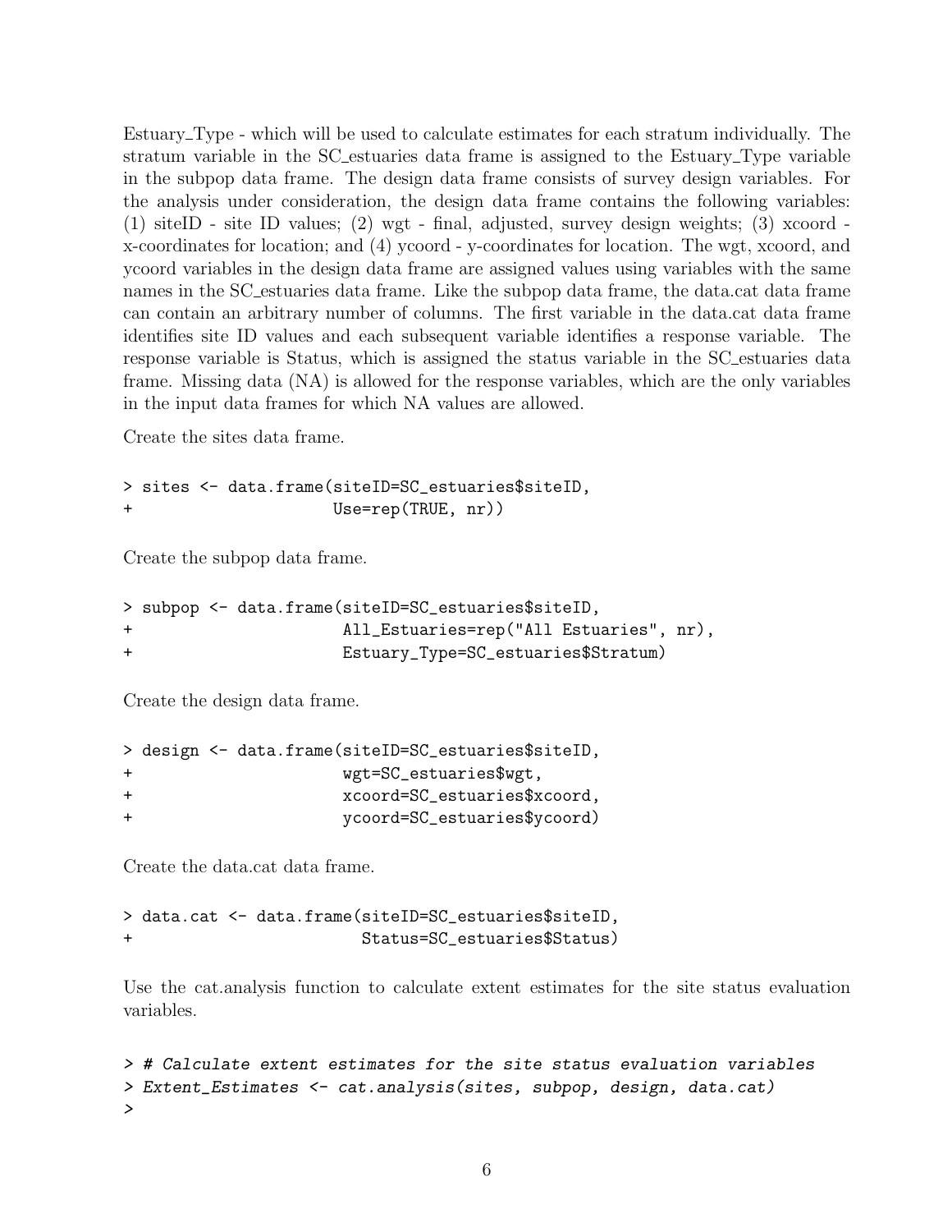Estuary_Type - which will be used to calculate estimates for each stratum individually. The stratum variable in the SC_estuaries data frame is assigned to the Estuary_Type variable in the subpop data frame. The design data frame consists of survey design variables. For the analysis under consideration, the design data frame contains the following variables: (1) siteID - site ID values; (2) wgt - final, adjusted, survey design weights; (3) xcoord - x-coordinates for location; and (4) ycoord - y-coordinates for location. The wgt, xcoord, and ycoord variables in the design data frame are assigned values using variables with the same names in the SC_estuaries data frame. Like the subpop data frame, the data.cat data frame can contain an arbitrary number of columns. The first variable in the data.cat data frame identifies site ID values and each subsequent variable identifies a response variable. The response variable is Status, which is assigned the status variable in the SC_estuaries data frame. Missing data (NA) is allowed for the response variables, which are the only variables in the input data frames for which NA values are allowed.

Create the sites data frame.

```
> sites <- data.frame(siteID=SC_estuaries$siteID,
+                     Use=rep(TRUE, nr))
```

Create the subpop data frame.

```
> subpop <- data.frame(siteID=SC_estuaries$siteID,
+                      All_Estuaries=rep("All Estuaries", nr),
+                      Estuary_Type=SC_estuaries$Stratum)
```

Create the design data frame.

```
> design <- data.frame(siteID=SC_estuaries$siteID,
+                      wgt=SC_estuaries$wgt,
+                      xcoord=SC_estuaries$xcoord,
+                      ycoord=SC_estuaries$ycoord)
```

Create the data.cat data frame.

```
> data.cat <- data.frame(siteID=SC_estuaries$siteID,
+                        Status=SC_estuaries$Status)
```

Use the cat.analysis function to calculate extent estimates for the site status evaluation variables.

```
> # Calculate extent estimates for the site status evaluation variables
> Extent_Estimates <- cat.analysis(sites, subpop, design, data.cat)
>
```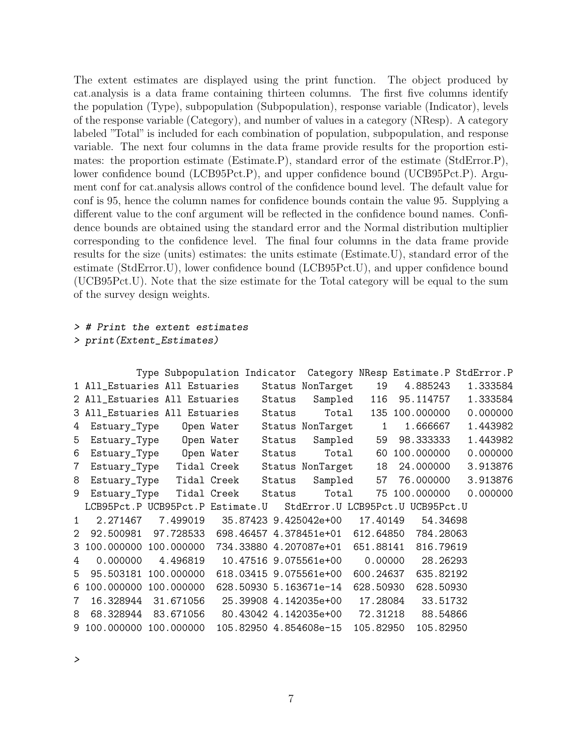The extent estimates are displayed using the print function. The object produced by cat.analysis is a data frame containing thirteen columns. The first five columns identify the population (Type), subpopulation (Subpopulation), response variable (Indicator), levels of the response variable (Category), and number of values in a category (NResp). A category labeled "Total" is included for each combination of population, subpopulation, and response variable. The next four columns in the data frame provide results for the proportion estimates: the proportion estimate (Estimate.P), standard error of the estimate (StdError.P), lower confidence bound (LCB95Pct.P), and upper confidence bound (UCB95Pct.P). Argument conf for cat.analysis allows control of the confidence bound level. The default value for conf is 95, hence the column names for confidence bounds contain the value 95. Supplying a different value to the conf argument will be reflected in the confidence bound names. Confidence bounds are obtained using the standard error and the Normal distribution multiplier corresponding to the confidence level. The final four columns in the data frame provide results for the size (units) estimates: the units estimate (Estimate.U), standard error of the estimate (StdError.U), lower confidence bound (LCB95Pct.U), and upper confidence bound (UCB95Pct.U). Note that the size estimate for the Total category will be equal to the sum of the survey design weights.

```
> # Print the extent estimates
> print(Extent_Estimates)
```

```
           Type Subpopulation Indicator  Category NResp Estimate.P StdError.P
1 All_Estuaries All Estuaries    Status NonTarget    19   4.885243   1.333584
2 All_Estuaries All Estuaries    Status   Sampled   116  95.114757   1.333584
3 All_Estuaries All Estuaries    Status     Total   135 100.000000   0.000000
4  Estuary_Type    Open Water    Status NonTarget     1   1.666667   1.443982
5  Estuary_Type    Open Water    Status   Sampled    59  98.333333   1.443982
6  Estuary_Type    Open Water    Status     Total    60 100.000000   0.000000
7  Estuary_Type   Tidal Creek    Status NonTarget    18  24.000000   3.913876
8  Estuary_Type   Tidal Creek    Status   Sampled    57  76.000000   3.913876
9  Estuary_Type   Tidal Creek    Status     Total    75 100.000000   0.000000
  LCB95Pct.P UCB95Pct.P Estimate.U   StdError.U LCB95Pct.U UCB95Pct.U
1   2.271467   7.499019   35.87423 9.425042e+00   17.40149   54.34698
2  92.500981  97.728533  698.46457 4.378451e+01  612.64850  784.28063
3 100.000000 100.000000  734.33880 4.207087e+01  651.88141  816.79619
4   0.000000   4.496819   10.47516 9.075561e+00    0.00000   28.26293
5  95.503181 100.000000  618.03415 9.075561e+00  600.24637  635.82192
6 100.000000 100.000000  628.50930 5.163671e-14  628.50930  628.50930
7  16.328944  31.671056   25.39908 4.142035e+00   17.28084   33.51732
8  68.328944  83.671056   80.43042 4.142035e+00   72.31218   88.54866
9 100.000000 100.000000  105.82950 4.854608e-15  105.82950  105.82950

>
```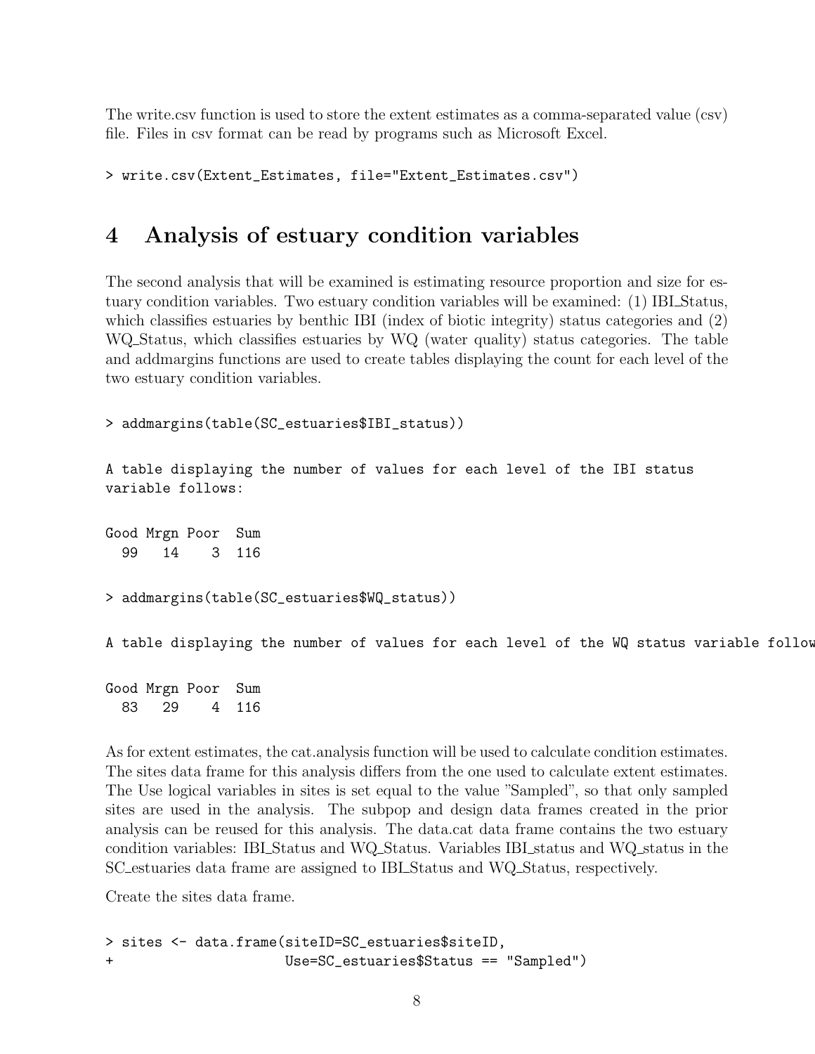The write.csv function is used to store the extent estimates as a comma-separated value (csv) file. Files in csv format can be read by programs such as Microsoft Excel.

```
> write.csv(Extent_Estimates, file="Extent_Estimates.csv")
```

# 4 Analysis of estuary condition variables

The second analysis that will be examined is estimating resource proportion and size for estuary condition variables. Two estuary condition variables will be examined: (1) IBI_Status, which classifies estuaries by benthic IBI (index of biotic integrity) status categories and (2) WQ_Status, which classifies estuaries by WQ (water quality) status categories. The table and addmargins functions are used to create tables displaying the count for each level of the two estuary condition variables.

```
> addmargins(table(SC_estuaries$IBI_status))
```

```
A table displaying the number of values for each level of the IBI status
variable follows:

Good Mrgn Poor  Sum
  99   14    3  116
```

```
> addmargins(table(SC_estuaries$WQ_status))
```

```
A table displaying the number of values for each level of the WQ status variable follow

Good Mrgn Poor  Sum
  83   29    4  116
```

As for extent estimates, the cat.analysis function will be used to calculate condition estimates. The sites data frame for this analysis differs from the one used to calculate extent estimates. The Use logical variables in sites is set equal to the value "Sampled", so that only sampled sites are used in the analysis. The subpop and design data frames created in the prior analysis can be reused for this analysis. The data.cat data frame contains the two estuary condition variables: IBI_Status and WQ_Status. Variables IBI_status and WQ_status in the SC_estuaries data frame are assigned to IBI_Status and WQ_Status, respectively.

Create the sites data frame.

```
> sites <- data.frame(siteID=SC_estuaries$siteID,
+                     Use=SC_estuaries$Status == "Sampled")
```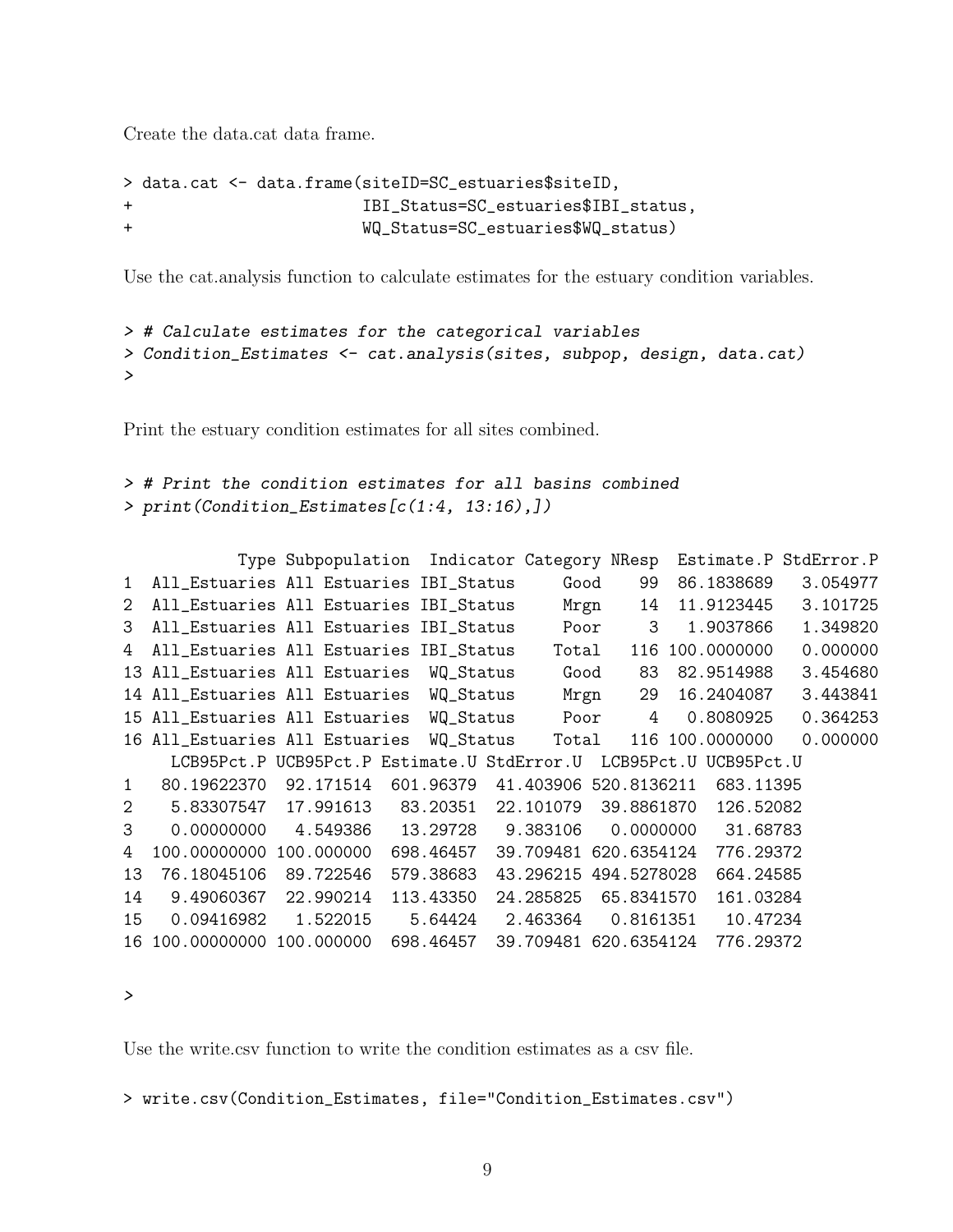Create the data.cat data frame.

```
> data.cat <- data.frame(siteID=SC_estuaries$siteID,
+                        IBI_Status=SC_estuaries$IBI_status,
+                        WQ_Status=SC_estuaries$WQ_status)
```

Use the cat.analysis function to calculate estimates for the estuary condition variables.

```
> # Calculate estimates for the categorical variables
> Condition_Estimates <- cat.analysis(sites, subpop, design, data.cat)
>
```

Print the estuary condition estimates for all sites combined.

```
> # Print the condition estimates for all basins combined
> print(Condition_Estimates[c(1:4, 13:16),])

            Type Subpopulation  Indicator Category NResp  Estimate.P StdError.P
1  All_Estuaries All Estuaries IBI_Status     Good    99  86.1838689   3.054977
2  All_Estuaries All Estuaries IBI_Status     Mrgn    14  11.9123445   3.101725
3  All_Estuaries All Estuaries IBI_Status     Poor     3   1.9037866   1.349820
4  All_Estuaries All Estuaries IBI_Status    Total   116 100.0000000   0.000000
13 All_Estuaries All Estuaries  WQ_Status     Good    83  82.9514988   3.454680
14 All_Estuaries All Estuaries  WQ_Status     Mrgn    29  16.2404087   3.443841
15 All_Estuaries All Estuaries  WQ_Status     Poor     4   0.8080925   0.364253
16 All_Estuaries All Estuaries  WQ_Status    Total   116 100.0000000   0.000000
     LCB95Pct.P UCB95Pct.P Estimate.U StdError.U  LCB95Pct.U UCB95Pct.U
1   80.19622370  92.171514  601.96379  41.403906 520.8136211  683.11395
2    5.83307547  17.991613   83.20351  22.101079  39.8861870  126.52082
3    0.00000000   4.549386   13.29728   9.383106   0.0000000   31.68783
4  100.00000000 100.000000  698.46457  39.709481 620.6354124  776.29372
13  76.18045106  89.722546  579.38683  43.296215 494.5278028  664.24585
14   9.49060367  22.990214  113.43350  24.285825  65.8341570  161.03284
15   0.09416982   1.522015    5.64424   2.463364   0.8161351   10.47234
16 100.00000000 100.000000  698.46457  39.709481 620.6354124  776.29372

>
```

Use the write.csv function to write the condition estimates as a csv file.

```
> write.csv(Condition_Estimates, file="Condition_Estimates.csv")
```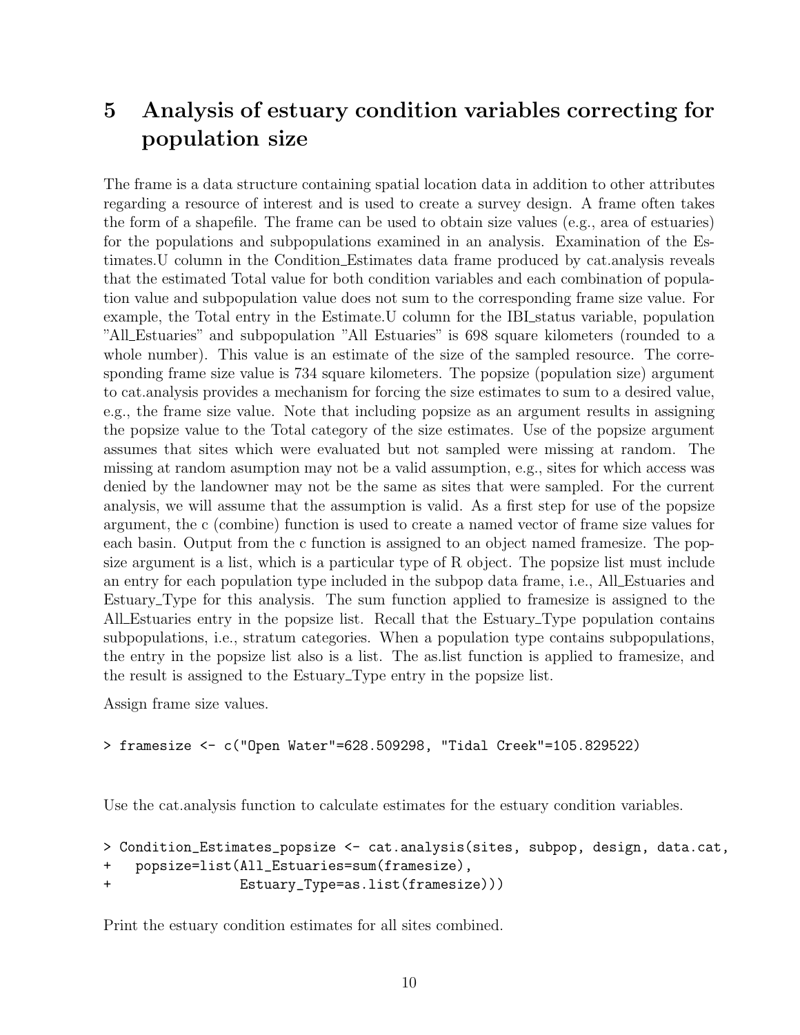# 5 Analysis of estuary condition variables correcting for population size

The frame is a data structure containing spatial location data in addition to other attributes regarding a resource of interest and is used to create a survey design. A frame often takes the form of a shapefile. The frame can be used to obtain size values (e.g., area of estuaries) for the populations and subpopulations examined in an analysis. Examination of the Estimates.U column in the Condition_Estimates data frame produced by cat.analysis reveals that the estimated Total value for both condition variables and each combination of population value and subpopulation value does not sum to the corresponding frame size value. For example, the Total entry in the Estimate.U column for the IBI_status variable, population "All_Estuaries" and subpopulation "All Estuaries" is 698 square kilometers (rounded to a whole number). This value is an estimate of the size of the sampled resource. The corresponding frame size value is 734 square kilometers. The popsize (population size) argument to cat.analysis provides a mechanism for forcing the size estimates to sum to a desired value, e.g., the frame size value. Note that including popsize as an argument results in assigning the popsize value to the Total category of the size estimates. Use of the popsize argument assumes that sites which were evaluated but not sampled were missing at random. The missing at random asumption may not be a valid assumption, e.g., sites for which access was denied by the landowner may not be the same as sites that were sampled. For the current analysis, we will assume that the assumption is valid. As a first step for use of the popsize argument, the c (combine) function is used to create a named vector of frame size values for each basin. Output from the c function is assigned to an object named framesize. The popsize argument is a list, which is a particular type of R object. The popsize list must include an entry for each population type included in the subpop data frame, i.e., All_Estuaries and Estuary_Type for this analysis. The sum function applied to framesize is assigned to the All_Estuaries entry in the popsize list. Recall that the Estuary_Type population contains subpopulations, i.e., stratum categories. When a population type contains subpopulations, the entry in the popsize list also is a list. The as.list function is applied to framesize, and the result is assigned to the Estuary_Type entry in the popsize list.

Assign frame size values.

```
> framesize <- c("Open Water"=628.509298, "Tidal Creek"=105.829522)
```

Use the cat.analysis function to calculate estimates for the estuary condition variables.

```
> Condition_Estimates_popsize <- cat.analysis(sites, subpop, design, data.cat,
+   popsize=list(All_Estuaries=sum(framesize),
+                Estuary_Type=as.list(framesize)))
```

Print the estuary condition estimates for all sites combined.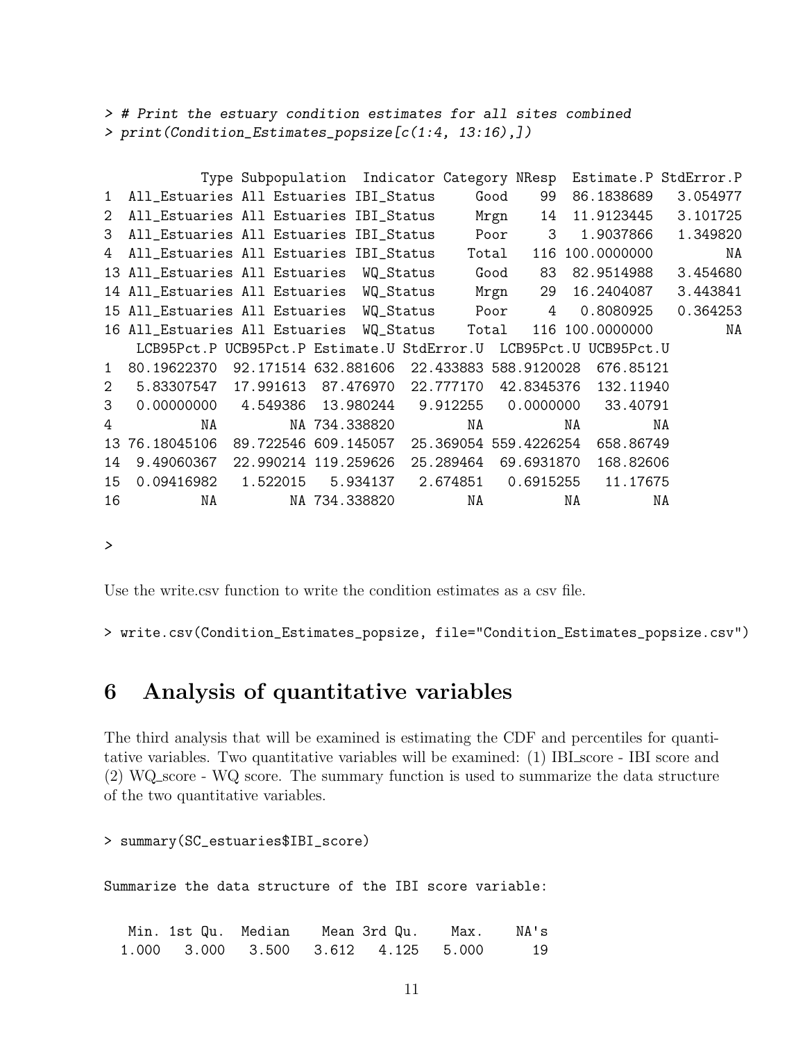```
> # Print the estuary condition estimates for all sites combined
> print(Condition_Estimates_popsize[c(1:4, 13:16),])

           Type Subpopulation  Indicator Category NResp  Estimate.P StdError.P
1  All_Estuaries All Estuaries IBI_Status     Good    99  86.1838689   3.054977
2  All_Estuaries All Estuaries IBI_Status     Mrgn    14  11.9123445   3.101725
3  All_Estuaries All Estuaries IBI_Status     Poor     3   1.9037866   1.349820
4  All_Estuaries All Estuaries IBI_Status    Total   116 100.0000000         NA
13 All_Estuaries All Estuaries  WQ_Status     Good    83  82.9514988   3.454680
14 All_Estuaries All Estuaries  WQ_Status     Mrgn    29  16.2404087   3.443841
15 All_Estuaries All Estuaries  WQ_Status     Poor     4   0.8080925   0.364253
16 All_Estuaries All Estuaries  WQ_Status    Total   116 100.0000000         NA
   LCB95Pct.P UCB95Pct.P Estimate.U StdError.U  LCB95Pct.U UCB95Pct.U
1  80.19622370  92.171514 632.881606  22.433883 588.9120028  676.85121
2   5.83307547  17.991613  87.476970  22.777170  42.8345376  132.11940
3   0.00000000   4.549386  13.980244   9.912255   0.0000000   33.40791
4           NA         NA 734.338820         NA          NA         NA
13 76.18045106  89.722546 609.145057  25.369054 559.4226254  658.86749
14  9.49060367  22.990214 119.259626  25.289464  69.6931870  168.82606
15  0.09416982   1.522015   5.934137   2.674851   0.6915255   11.17675
16          NA         NA 734.338820         NA          NA         NA

>
```

Use the write.csv function to write the condition estimates as a csv file.

```
> write.csv(Condition_Estimates_popsize, file="Condition_Estimates_popsize.csv")
```

## 6 Analysis of quantitative variables

The third analysis that will be examined is estimating the CDF and percentiles for quantitative variables. Two quantitative variables will be examined: (1) IBI_score - IBI score and (2) WQ_score - WQ score. The summary function is used to summarize the data structure of the two quantitative variables.

```
> summary(SC_estuaries$IBI_score)
```

Summarize the data structure of the IBI score variable:

```
   Min. 1st Qu.  Median    Mean 3rd Qu.    Max.    NA's
  1.000   3.000   3.500   3.612   4.125   5.000      19
```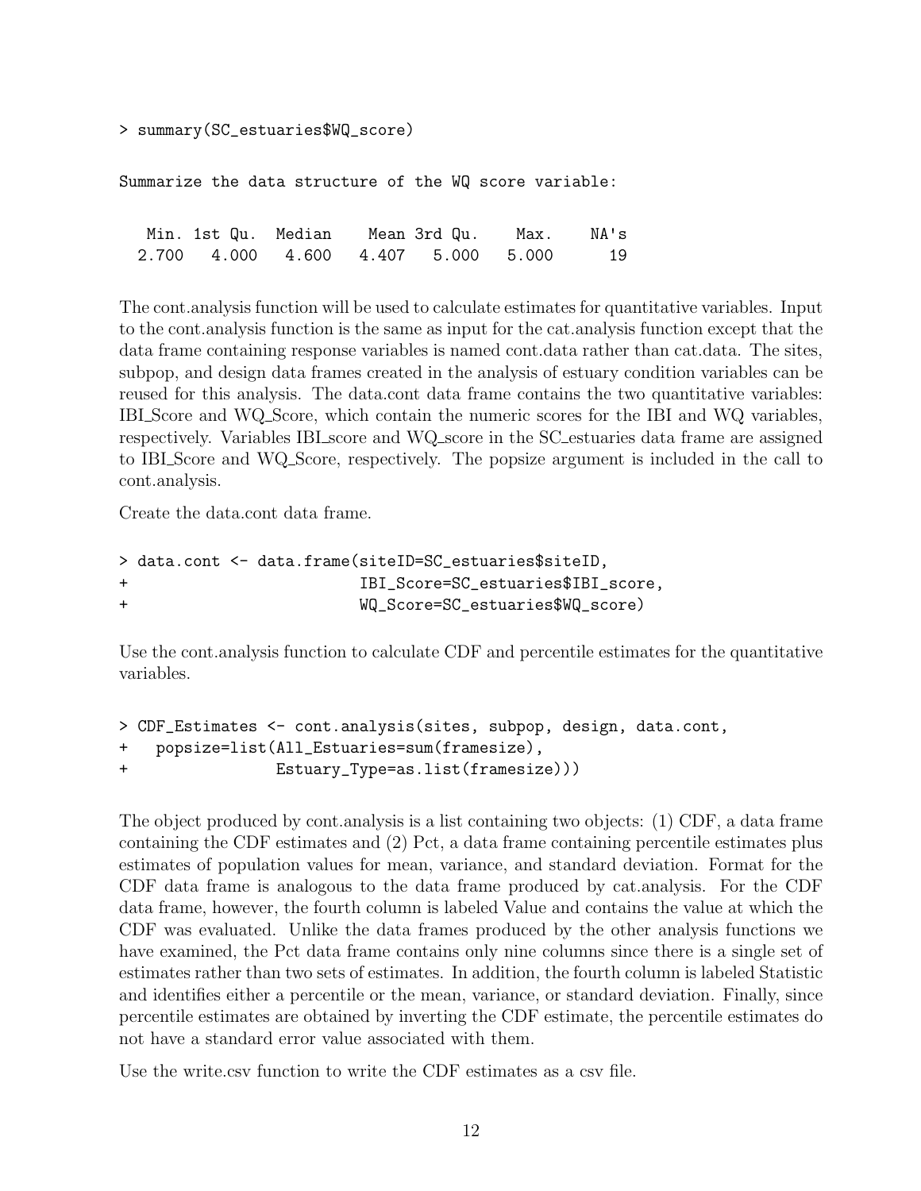```
> summary(SC_estuaries$WQ_score)
```

```
Summarize the data structure of the WQ score variable:
```

```
   Min. 1st Qu.  Median    Mean 3rd Qu.    Max.    NA's 
  2.700   4.000   4.600   4.407   5.000   5.000      19 
```

The cont.analysis function will be used to calculate estimates for quantitative variables. Input to the cont.analysis function is the same as input for the cat.analysis function except that the data frame containing response variables is named cont.data rather than cat.data. The sites, subpop, and design data frames created in the analysis of estuary condition variables can be reused for this analysis. The data.cont data frame contains the two quantitative variables: IBI_Score and WQ_Score, which contain the numeric scores for the IBI and WQ variables, respectively. Variables IBI_score and WQ_score in the SC_estuaries data frame are assigned to IBI_Score and WQ_Score, respectively. The popsize argument is included in the call to cont.analysis.

Create the data.cont data frame.

```
> data.cont <- data.frame(siteID=SC_estuaries$siteID,
+                         IBI_Score=SC_estuaries$IBI_score,
+                         WQ_Score=SC_estuaries$WQ_score)
```

Use the cont.analysis function to calculate CDF and percentile estimates for the quantitative variables.

```
> CDF_Estimates <- cont.analysis(sites, subpop, design, data.cont,
+   popsize=list(All_Estuaries=sum(framesize),
+                Estuary_Type=as.list(framesize)))
```

The object produced by cont.analysis is a list containing two objects: (1) CDF, a data frame containing the CDF estimates and (2) Pct, a data frame containing percentile estimates plus estimates of population values for mean, variance, and standard deviation. Format for the CDF data frame is analogous to the data frame produced by cat.analysis. For the CDF data frame, however, the fourth column is labeled Value and contains the value at which the CDF was evaluated. Unlike the data frames produced by the other analysis functions we have examined, the Pct data frame contains only nine columns since there is a single set of estimates rather than two sets of estimates. In addition, the fourth column is labeled Statistic and identifies either a percentile or the mean, variance, or standard deviation. Finally, since percentile estimates are obtained by inverting the CDF estimate, the percentile estimates do not have a standard error value associated with them.

Use the write.csv function to write the CDF estimates as a csv file.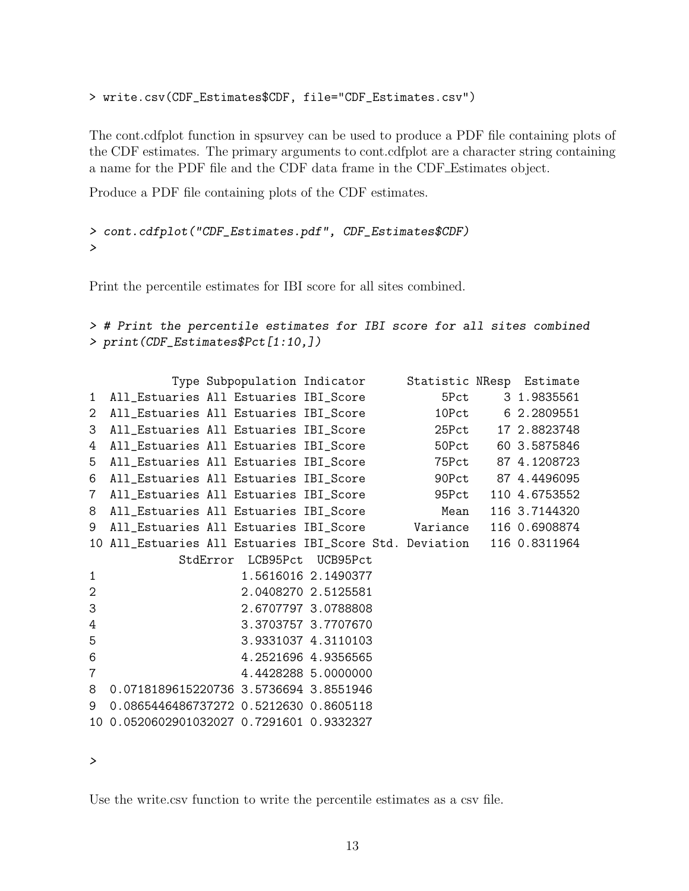```
> write.csv(CDF_Estimates$CDF, file="CDF_Estimates.csv")
```

The cont.cdfplot function in spsurvey can be used to produce a PDF file containing plots of the CDF estimates. The primary arguments to cont.cdfplot are a character string containing a name for the PDF file and the CDF data frame in the CDF_Estimates object.

Produce a PDF file containing plots of the CDF estimates.

```
> cont.cdfplot("CDF_Estimates.pdf", CDF_Estimates$CDF)
>
```

Print the percentile estimates for IBI score for all sites combined.

```
> # Print the percentile estimates for IBI score for all sites combined
> print(CDF_Estimates$Pct[1:10,])

           Type Subpopulation Indicator      Statistic NResp  Estimate
1  All_Estuaries All Estuaries IBI_Score          5Pct     3 1.9835561
2  All_Estuaries All Estuaries IBI_Score         10Pct     6 2.2809551
3  All_Estuaries All Estuaries IBI_Score         25Pct    17 2.8823748
4  All_Estuaries All Estuaries IBI_Score         50Pct    60 3.5875846
5  All_Estuaries All Estuaries IBI_Score         75Pct    87 4.1208723
6  All_Estuaries All Estuaries IBI_Score         90Pct    87 4.4496095
7  All_Estuaries All Estuaries IBI_Score         95Pct   110 4.6753552
8  All_Estuaries All Estuaries IBI_Score          Mean   116 3.7144320
9  All_Estuaries All Estuaries IBI_Score      Variance   116 0.6908874
10 All_Estuaries All Estuaries IBI_Score Std. Deviation   116 0.8311964
             StdError  LCB95Pct  UCB95Pct
1                    1.5616016 2.1490377
2                    2.0408270 2.5125581
3                    2.6707797 3.0788808
4                    3.3703757 3.7707670
5                    3.9331037 4.3110103
6                    4.2521696 4.9356565
7                    4.4428288 5.0000000
8  0.0718189615220736 3.5736694 3.8551946
9  0.0865446486737272 0.5212630 0.8605118
10 0.0520602901032027 0.7291601 0.9332327

>
```

Use the write.csv function to write the percentile estimates as a csv file.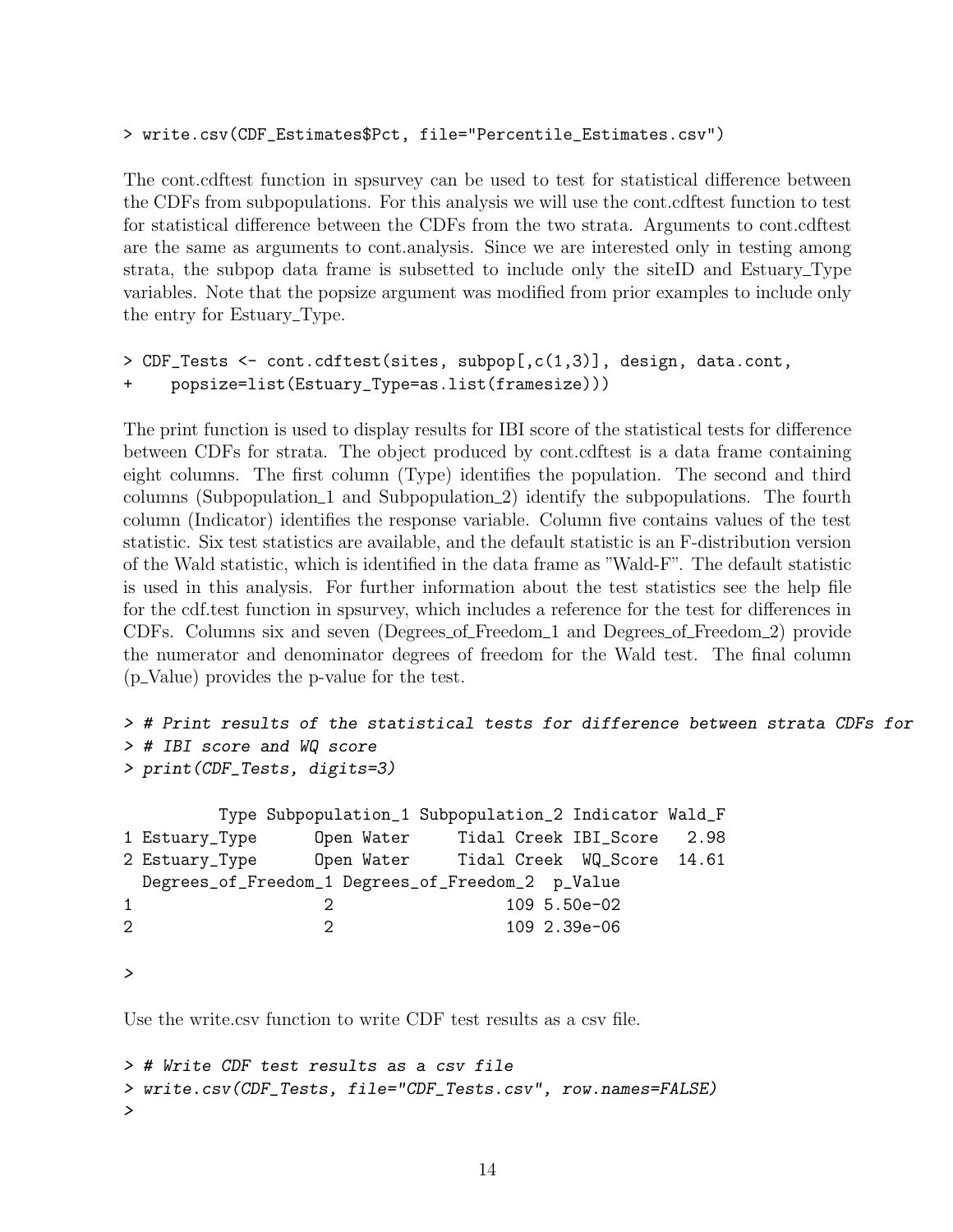```
> write.csv(CDF_Estimates$Pct, file="Percentile_Estimates.csv")
```

The cont.cdftest function in spsurvey can be used to test for statistical difference between the CDFs from subpopulations. For this analysis we will use the cont.cdftest function to test for statistical difference between the CDFs from the two strata. Arguments to cont.cdftest are the same as arguments to cont.analysis. Since we are interested only in testing among strata, the subpop data frame is subsetted to include only the siteID and Estuary_Type variables. Note that the popsize argument was modified from prior examples to include only the entry for Estuary_Type.

```
> CDF_Tests <- cont.cdftest(sites, subpop[,c(1,3)], design, data.cont,
+    popsize=list(Estuary_Type=as.list(framesize)))
```

The print function is used to display results for IBI score of the statistical tests for difference between CDFs for strata. The object produced by cont.cdftest is a data frame containing eight columns. The first column (Type) identifies the population. The second and third columns (Subpopulation_1 and Subpopulation_2) identify the subpopulations. The fourth column (Indicator) identifies the response variable. Column five contains values of the test statistic. Six test statistics are available, and the default statistic is an F-distribution version of the Wald statistic, which is identified in the data frame as "Wald-F". The default statistic is used in this analysis. For further information about the test statistics see the help file for the cdf.test function in spsurvey, which includes a reference for the test for differences in CDFs. Columns six and seven (Degrees_of_Freedom_1 and Degrees_of_Freedom_2) provide the numerator and denominator degrees of freedom for the Wald test. The final column (p_Value) provides the p-value for the test.

```
> # Print results of the statistical tests for difference between strata CDFs for
> # IBI score and WQ score
> print(CDF_Tests, digits=3)

          Type Subpopulation_1 Subpopulation_2 Indicator Wald_F
1 Estuary_Type      Open Water     Tidal Creek IBI_Score   2.98
2 Estuary_Type      Open Water     Tidal Creek  WQ_Score  14.61
  Degrees_of_Freedom_1 Degrees_of_Freedom_2  p_Value
1                    2                  109 5.50e-02
2                    2                  109 2.39e-06

>
```

Use the write.csv function to write CDF test results as a csv file.

```
> # Write CDF test results as a csv file
> write.csv(CDF_Tests, file="CDF_Tests.csv", row.names=FALSE)
>
```